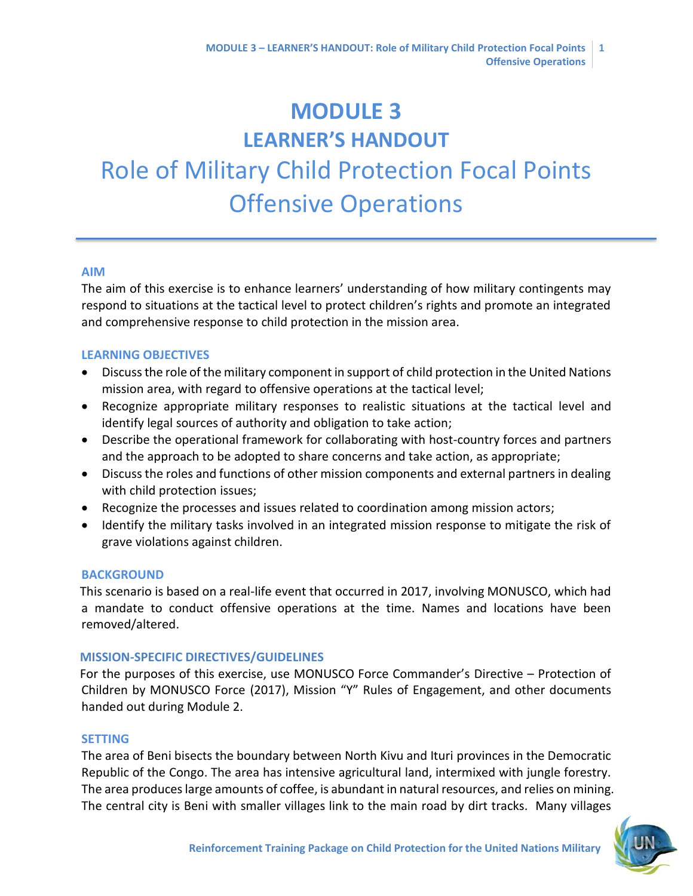# MODULE 3

## LEARNER'S HANDOUT

## Role of Military Child Protection Focal Points Offensive Operations

### AIM

The aim of this exercise is to enhance learners' understanding of how military contingents may respond to situations at the tactical level to protect children's rights and promote an integrated and comprehensive response to child protection in the mission area.

### LEARNING OBJECTIVES

- Discuss the role of the military component in support of child protection in the United Nations mission area, with regard to offensive operations at the tactical level;
- Recognize appropriate military responses to realistic situations at the tactical level and identify legal sources of authority and obligation to take action;
- Describe the operational framework for collaborating with host-country forces and partners and the approach to be adopted to share concerns and take action, as appropriate;
- Discuss the roles and functions of other mission components and external partners in dealing with child protection issues;
- Recognize the processes and issues related to coordination among mission actors;
- Identify the military tasks involved in an integrated mission response to mitigate the risk of grave violations against children.

### BACKGROUND

This scenario is based on a real-life event that occurred in 2017, involving MONUSCO, which had a mandate to conduct offensive operations at the time. Names and locations have been removed/altered.

### MISSION-SPECIFIC DIRECTIVES/GUIDELINES

For the purposes of this exercise, use MONUSCO Force Commander's Directive – Protection of Children by MONUSCO Force (2017), Mission "Y" Rules of Engagement, and other documents handed out during Module 2.

### SETTING

The area of Beni bisects the boundary between North Kivu and Ituri provinces in the Democratic Republic of the Congo. The area has intensive agricultural land, intermixed with jungle forestry. The area produces large amounts of coffee, is abundant in natural resources, and relies on mining. The central city is Beni with smaller villages link to the main road by dirt tracks. Many villages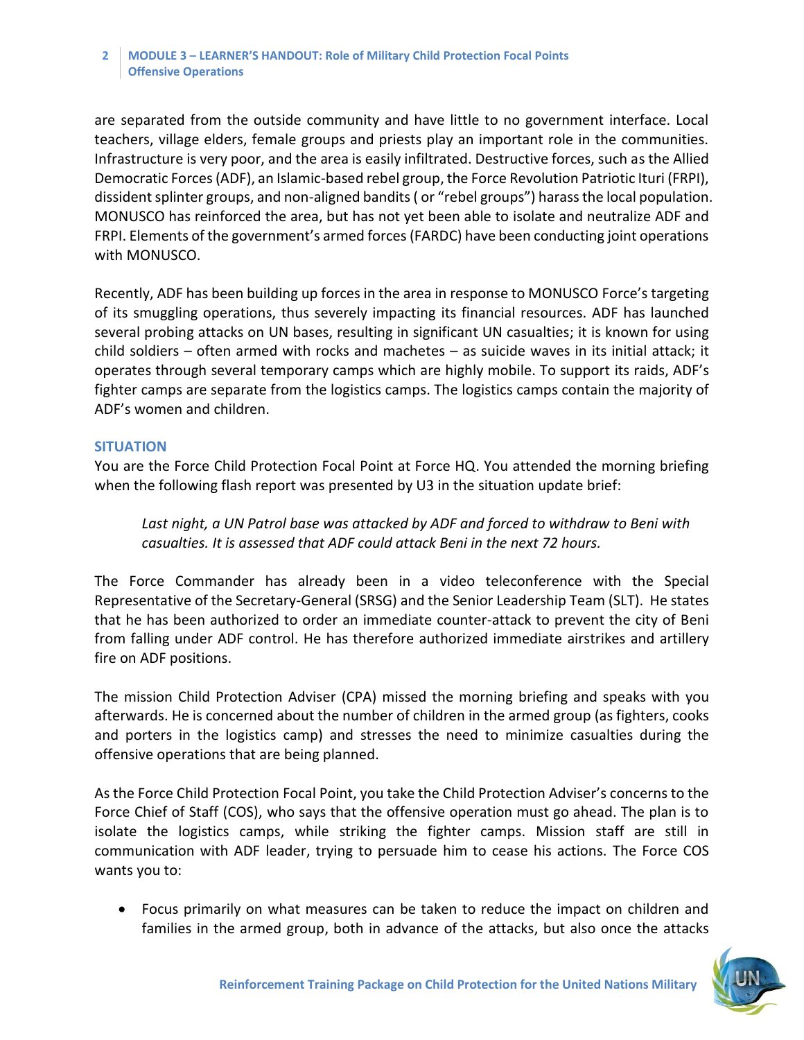are separated from the outside community and have little to no government interface. Local teachers, village elders, female groups and priests play an important role in the communities. Infrastructure is very poor, and the area is easily infiltrated. Destructive forces, such as the Allied Democratic Forces (ADF), an Islamic-based rebel group, the Force Revolution Patriotic Ituri (FRPI), dissident splinter groups, and non-aligned bandits ( or "rebel groups") harass the local population. MONUSCO has reinforced the area, but has not yet been able to isolate and neutralize ADF and FRPI. Elements of the government's armed forces (FARDC) have been conducting joint operations with MONUSCO.

Recently, ADF has been building up forces in the area in response to MONUSCO Force's targeting of its smuggling operations, thus severely impacting its financial resources. ADF has launched several probing attacks on UN bases, resulting in significant UN casualties; it is known for using child soldiers – often armed with rocks and machetes – as suicide waves in its initial attack; it operates through several temporary camps which are highly mobile. To support its raids, ADF's fighter camps are separate from the logistics camps. The logistics camps contain the majority of ADF's women and children.

## SITUATION

You are the Force Child Protection Focal Point at Force HQ. You attended the morning briefing when the following flash report was presented by U3 in the situation update brief:

> *Last night, a UN Patrol base was attacked by ADF and forced to withdraw to Beni with casualties. It is assessed that ADF could attack Beni in the next 72 hours.*

The Force Commander has already been in a video teleconference with the Special Representative of the Secretary-General (SRSG) and the Senior Leadership Team (SLT). He states that he has been authorized to order an immediate counter-attack to prevent the city of Beni from falling under ADF control. He has therefore authorized immediate airstrikes and artillery fire on ADF positions.

The mission Child Protection Adviser (CPA) missed the morning briefing and speaks with you afterwards. He is concerned about the number of children in the armed group (as fighters, cooks and porters in the logistics camp) and stresses the need to minimize casualties during the offensive operations that are being planned.

As the Force Child Protection Focal Point, you take the Child Protection Adviser's concerns to the Force Chief of Staff (COS), who says that the offensive operation must go ahead. The plan is to isolate the logistics camps, while striking the fighter camps. Mission staff are still in communication with ADF leader, trying to persuade him to cease his actions. The Force COS wants you to:

- Focus primarily on what measures can be taken to reduce the impact on children and families in the armed group, both in advance of the attacks, but also once the attacks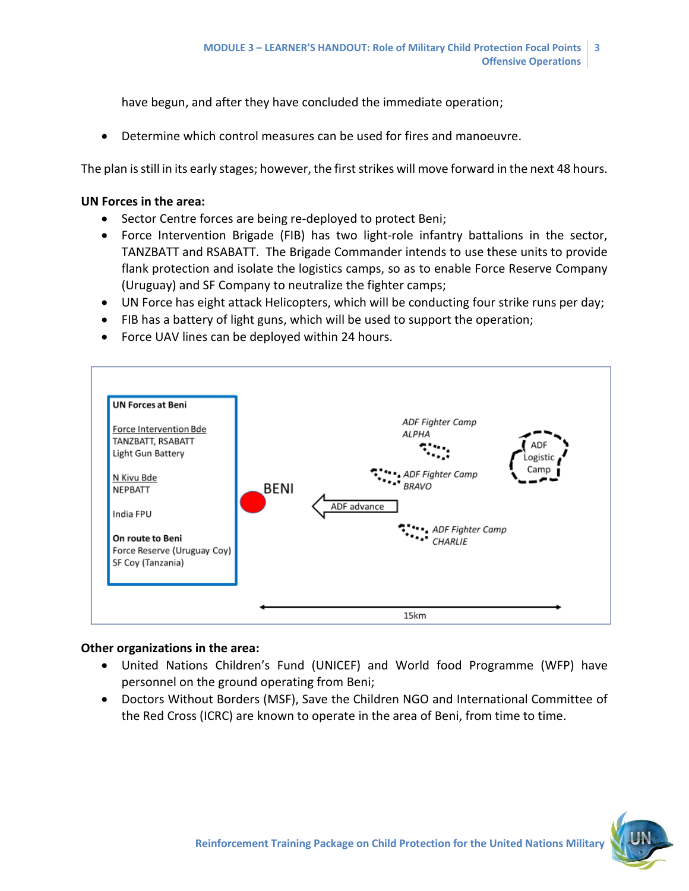have begun, and after they have concluded the immediate operation;

- Determine which control measures can be used for fires and manoeuvre.

The plan is still in its early stages; however, the first strikes will move forward in the next 48 hours.

**UN Forces in the area:**

- Sector Centre forces are being re-deployed to protect Beni;
- Force Intervention Brigade (FIB) has two light-role infantry battalions in the sector, TANZBATT and RSABATT. The Brigade Commander intends to use these units to provide flank protection and isolate the logistics camps, so as to enable Force Reserve Company (Uruguay) and SF Company to neutralize the fighter camps;
- UN Force has eight attack Helicopters, which will be conducting four strike runs per day;
- FIB has a battery of light guns, which will be used to support the operation;
- Force UAV lines can be deployed within 24 hours.

**UN Forces at Beni**

Force Intervention Bde
TANZBATT, RSABATT
Light Gun Battery

N Kivu Bde
NEPBATT

India FPU

**On route to Beni**
Force Reserve (Uruguay Coy)
SF Coy (Tanzania)

BENI

ADF advance

*ADF Fighter Camp ALPHA*

*ADF Fighter Camp BRAVO*

*ADF Fighter Camp CHARLIE*

ADF Logistic Camp

15km

**Other organizations in the area:**

- United Nations Children's Fund (UNICEF) and World food Programme (WFP) have personnel on the ground operating from Beni;
- Doctors Without Borders (MSF), Save the Children NGO and International Committee of the Red Cross (ICRC) are known to operate in the area of Beni, from time to time.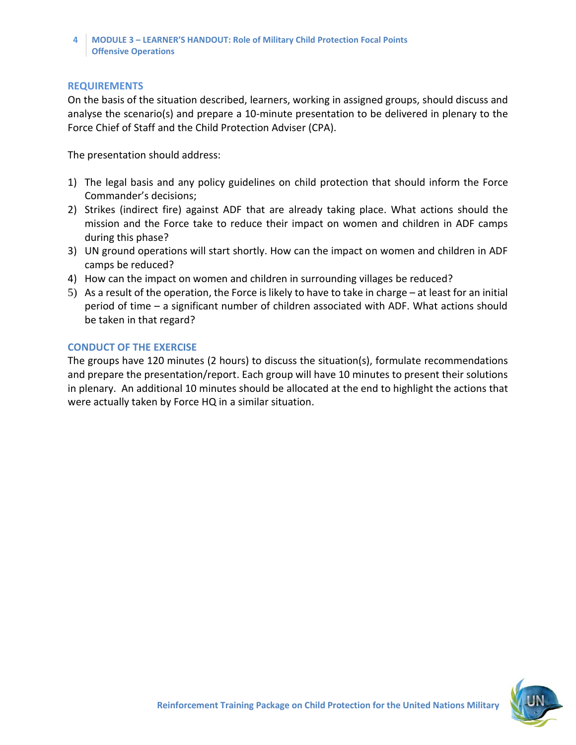## REQUIREMENTS

On the basis of the situation described, learners, working in assigned groups, should discuss and analyse the scenario(s) and prepare a 10-minute presentation to be delivered in plenary to the Force Chief of Staff and the Child Protection Adviser (CPA).

The presentation should address:

1) The legal basis and any policy guidelines on child protection that should inform the Force Commander's decisions;
2) Strikes (indirect fire) against ADF that are already taking place. What actions should the mission and the Force take to reduce their impact on women and children in ADF camps during this phase?
3) UN ground operations will start shortly. How can the impact on women and children in ADF camps be reduced?
4) How can the impact on women and children in surrounding villages be reduced?
5) As a result of the operation, the Force is likely to have to take in charge – at least for an initial period of time – a significant number of children associated with ADF. What actions should be taken in that regard?

## CONDUCT OF THE EXERCISE

The groups have 120 minutes (2 hours) to discuss the situation(s), formulate recommendations and prepare the presentation/report. Each group will have 10 minutes to present their solutions in plenary. An additional 10 minutes should be allocated at the end to highlight the actions that were actually taken by Force HQ in a similar situation.